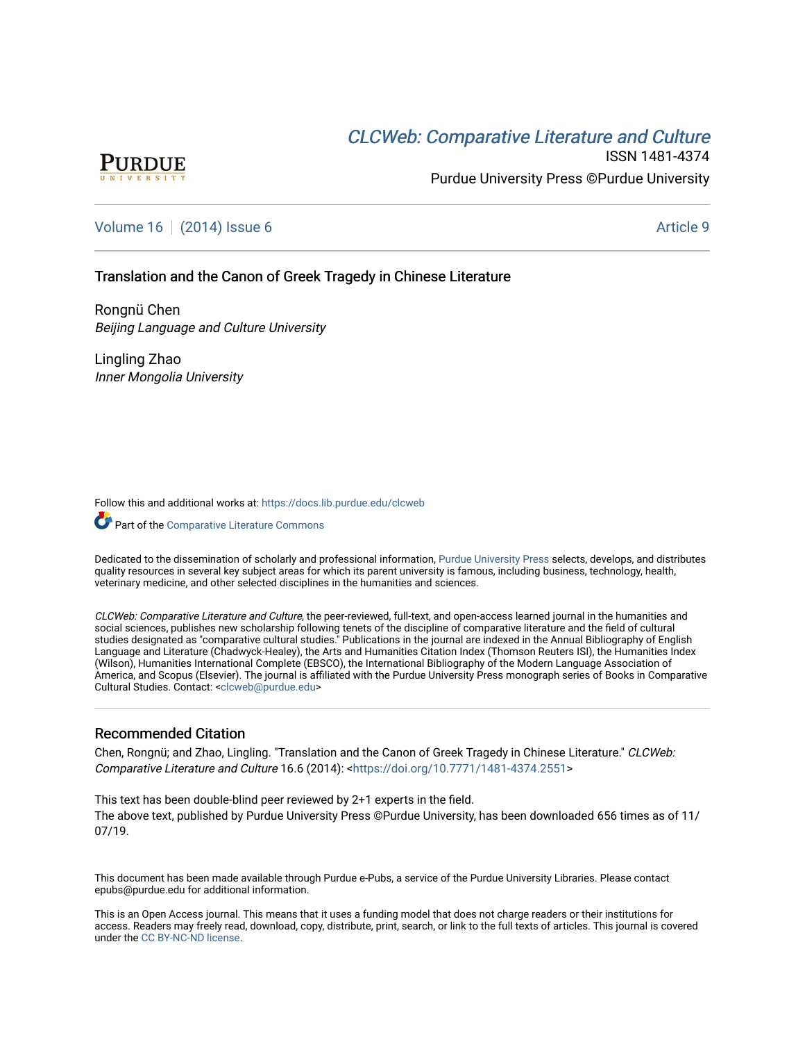# CLCWeb: Comparative Literature and Culture

ISSN 1481-4374

Purdue University Press ©Purdue University

Volume 16 | (2014) Issue 6 Article 9

## Translation and the Canon of Greek Tragedy in Chinese Literature

Rongnü Chen
*Beijing Language and Culture University*

Lingling Zhao
*Inner Mongolia University*

Follow this and additional works at: https://docs.lib.purdue.edu/clcweb

Part of the Comparative Literature Commons

Dedicated to the dissemination of scholarly and professional information, Purdue University Press selects, develops, and distributes quality resources in several key subject areas for which its parent university is famous, including business, technology, health, veterinary medicine, and other selected disciplines in the humanities and sciences.

*CLCWeb: Comparative Literature and Culture*, the peer-reviewed, full-text, and open-access learned journal in the humanities and social sciences, publishes new scholarship following tenets of the discipline of comparative literature and the field of cultural studies designated as "comparative cultural studies." Publications in the journal are indexed in the Annual Bibliography of English Language and Literature (Chadwyck-Healey), the Arts and Humanities Citation Index (Thomson Reuters ISI), the Humanities Index (Wilson), Humanities International Complete (EBSCO), the International Bibliography of the Modern Language Association of America, and Scopus (Elsevier). The journal is affiliated with the Purdue University Press monograph series of Books in Comparative Cultural Studies. Contact: <clcweb@purdue.edu>

### Recommended Citation

Chen, Rongnü; and Zhao, Lingling. "Translation and the Canon of Greek Tragedy in Chinese Literature." *CLCWeb: Comparative Literature and Culture* 16.6 (2014): <https://doi.org/10.7771/1481-4374.2551>

This text has been double-blind peer reviewed by 2+1 experts in the field.
The above text, published by Purdue University Press ©Purdue University, has been downloaded 656 times as of 11/07/19.

This document has been made available through Purdue e-Pubs, a service of the Purdue University Libraries. Please contact epubs@purdue.edu for additional information.

This is an Open Access journal. This means that it uses a funding model that does not charge readers or their institutions for access. Readers may freely read, download, copy, distribute, print, search, or link to the full texts of articles. This journal is covered under the CC BY-NC-ND license.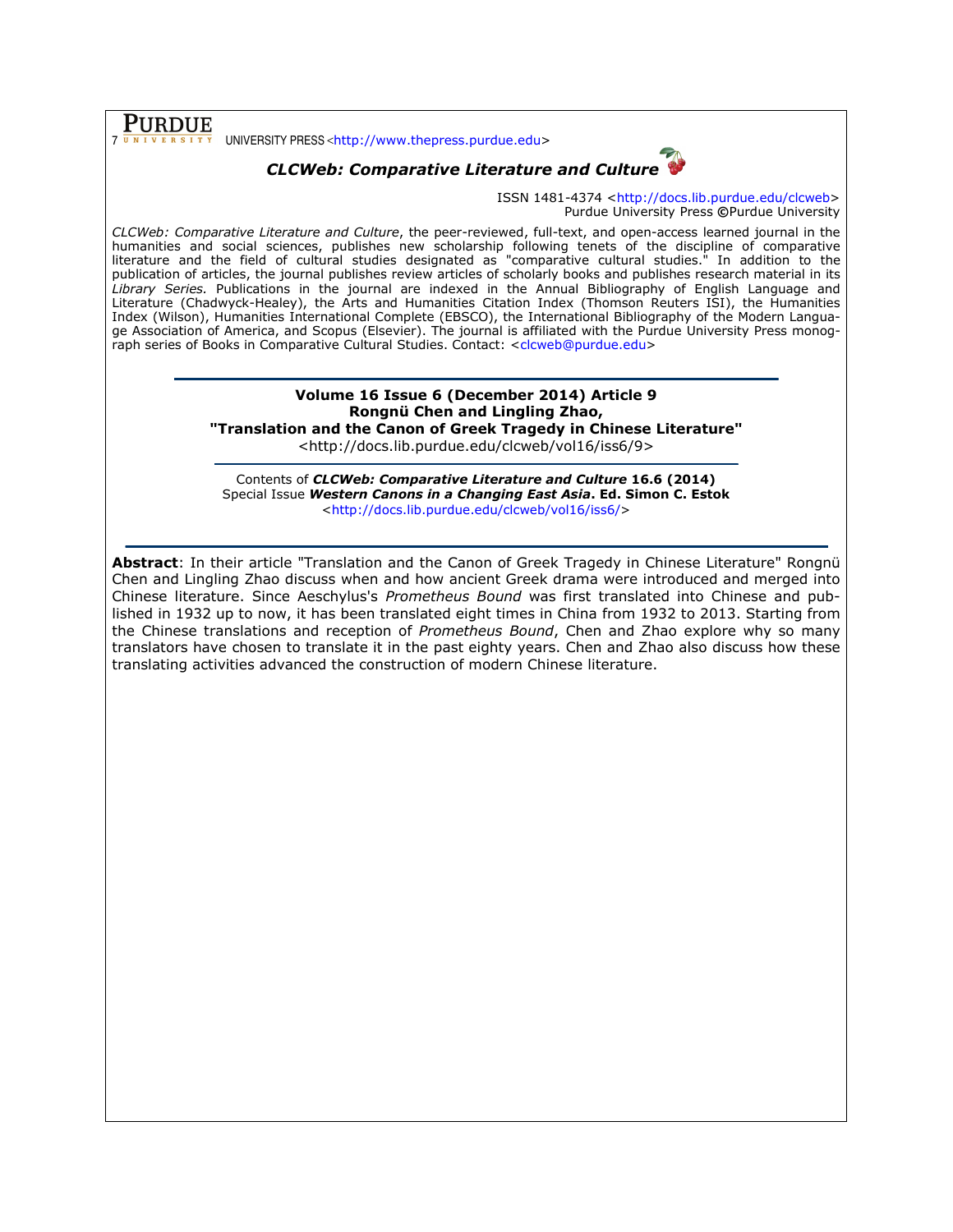UNIVERSITY PRESS <http://www.thepress.purdue.edu>

***CLCWeb: Comparative Literature and Culture***

ISSN 1481-4374 <http://docs.lib.purdue.edu/clcweb>
Purdue University Press ©Purdue University

*CLCWeb: Comparative Literature and Culture*, the peer-reviewed, full-text, and open-access learned journal in the humanities and social sciences, publishes new scholarship following tenets of the discipline of comparative literature and the field of cultural studies designated as "comparative cultural studies." In addition to the publication of articles, the journal publishes review articles of scholarly books and publishes research material in its *Library Series.* Publications in the journal are indexed in the Annual Bibliography of English Language and Literature (Chadwyck-Healey), the Arts and Humanities Citation Index (Thomson Reuters ISI), the Humanities Index (Wilson), Humanities International Complete (EBSCO), the International Bibliography of the Modern Language Association of America, and Scopus (Elsevier). The journal is affiliated with the Purdue University Press monograph series of Books in Comparative Cultural Studies. Contact: <clcweb@purdue.edu>

**Volume 16 Issue 6 (December 2014) Article 9**
**Rongnü Chen and Lingling Zhao,**
**"Translation and the Canon of Greek Tragedy in Chinese Literature"**
<http://docs.lib.purdue.edu/clcweb/vol16/iss6/9>

Contents of ***CLCWeb: Comparative Literature and Culture* 16.6 (2014)**
Special Issue ***Western Canons in a Changing East Asia*. Ed. Simon C. Estok**
<http://docs.lib.purdue.edu/clcweb/vol16/iss6/>

**Abstract**: In their article "Translation and the Canon of Greek Tragedy in Chinese Literature" Rongnü Chen and Lingling Zhao discuss when and how ancient Greek drama were introduced and merged into Chinese literature. Since Aeschylus's *Prometheus Bound* was first translated into Chinese and published in 1932 up to now, it has been translated eight times in China from 1932 to 2013. Starting from the Chinese translations and reception of *Prometheus Bound*, Chen and Zhao explore why so many translators have chosen to translate it in the past eighty years. Chen and Zhao also discuss how these translating activities advanced the construction of modern Chinese literature.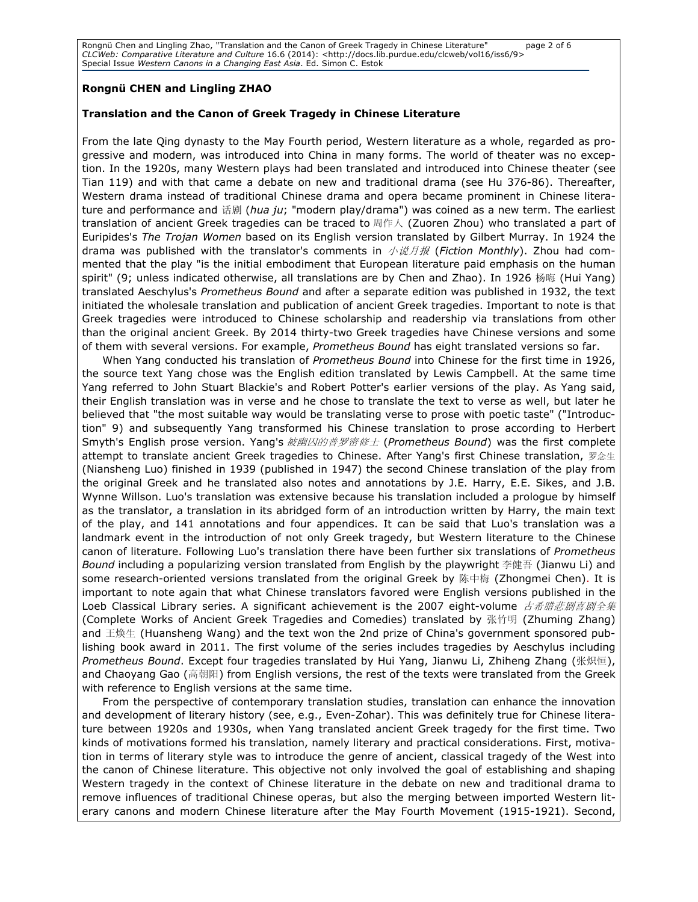**Rongnü CHEN and Lingling ZHAO**

**Translation and the Canon of Greek Tragedy in Chinese Literature**

From the late Qing dynasty to the May Fourth period, Western literature as a whole, regarded as progressive and modern, was introduced into China in many forms. The world of theater was no exception. In the 1920s, many Western plays had been translated and introduced into Chinese theater (see Tian 119) and with that came a debate on new and traditional drama (see Hu 376-86). Thereafter, Western drama instead of traditional Chinese drama and opera became prominent in Chinese literature and performance and 话剧 (*hua ju*; "modern play/drama") was coined as a new term. The earliest translation of ancient Greek tragedies can be traced to 周作人 (Zuoren Zhou) who translated a part of Euripides's *The Trojan Women* based on its English version translated by Gilbert Murray. In 1924 the drama was published with the translator's comments in *小说月报* (*Fiction Monthly*). Zhou had commented that the play "is the initial embodiment that European literature paid emphasis on the human spirit" (9; unless indicated otherwise, all translations are by Chen and Zhao). In 1926 杨晦 (Hui Yang) translated Aeschylus's *Prometheus Bound* and after a separate edition was published in 1932, the text initiated the wholesale translation and publication of ancient Greek tragedies. Important to note is that Greek tragedies were introduced to Chinese scholarship and readership via translations from other than the original ancient Greek. By 2014 thirty-two Greek tragedies have Chinese versions and some of them with several versions. For example, *Prometheus Bound* has eight translated versions so far.

When Yang conducted his translation of *Prometheus Bound* into Chinese for the first time in 1926, the source text Yang chose was the English edition translated by Lewis Campbell. At the same time Yang referred to John Stuart Blackie's and Robert Potter's earlier versions of the play. As Yang said, their English translation was in verse and he chose to translate the text to verse as well, but later he believed that "the most suitable way would be translating verse to prose with poetic taste" ("Introduction" 9) and subsequently Yang transformed his Chinese translation to prose according to Herbert Smyth's English prose version. Yang's *被幽囚的普罗密修士* (*Prometheus Bound*) was the first complete attempt to translate ancient Greek tragedies to Chinese. After Yang's first Chinese translation, 罗念生 (Niansheng Luo) finished in 1939 (published in 1947) the second Chinese translation of the play from the original Greek and he translated also notes and annotations by J.E. Harry, E.E. Sikes, and J.B. Wynne Willson. Luo's translation was extensive because his translation included a prologue by himself as the translator, a translation in its abridged form of an introduction written by Harry, the main text of the play, and 141 annotations and four appendices. It can be said that Luo's translation was a landmark event in the introduction of not only Greek tragedy, but Western literature to the Chinese canon of literature. Following Luo's translation there have been further six translations of *Prometheus Bound* including a popularizing version translated from English by the playwright 李健吾 (Jianwu Li) and some research-oriented versions translated from the original Greek by 陈中梅 (Zhongmei Chen). It is important to note again that what Chinese translators favored were English versions published in the Loeb Classical Library series. A significant achievement is the 2007 eight-volume *古希腊悲剧喜剧全集* (Complete Works of Ancient Greek Tragedies and Comedies) translated by 张竹明 (Zhuming Zhang) and 王焕生 (Huansheng Wang) and the text won the 2nd prize of China's government sponsored publishing book award in 2011. The first volume of the series includes tragedies by Aeschylus including *Prometheus Bound*. Except four tragedies translated by Hui Yang, Jianwu Li, Zhiheng Zhang (张炽恒), and Chaoyang Gao (高朝阳) from English versions, the rest of the texts were translated from the Greek with reference to English versions at the same time.

From the perspective of contemporary translation studies, translation can enhance the innovation and development of literary history (see, e.g., Even-Zohar). This was definitely true for Chinese literature between 1920s and 1930s, when Yang translated ancient Greek tragedy for the first time. Two kinds of motivations formed his translation, namely literary and practical considerations. First, motivation in terms of literary style was to introduce the genre of ancient, classical tragedy of the West into the canon of Chinese literature. This objective not only involved the goal of establishing and shaping Western tragedy in the context of Chinese literature in the debate on new and traditional drama to remove influences of traditional Chinese operas, but also the merging between imported Western literary canons and modern Chinese literature after the May Fourth Movement (1915-1921). Second,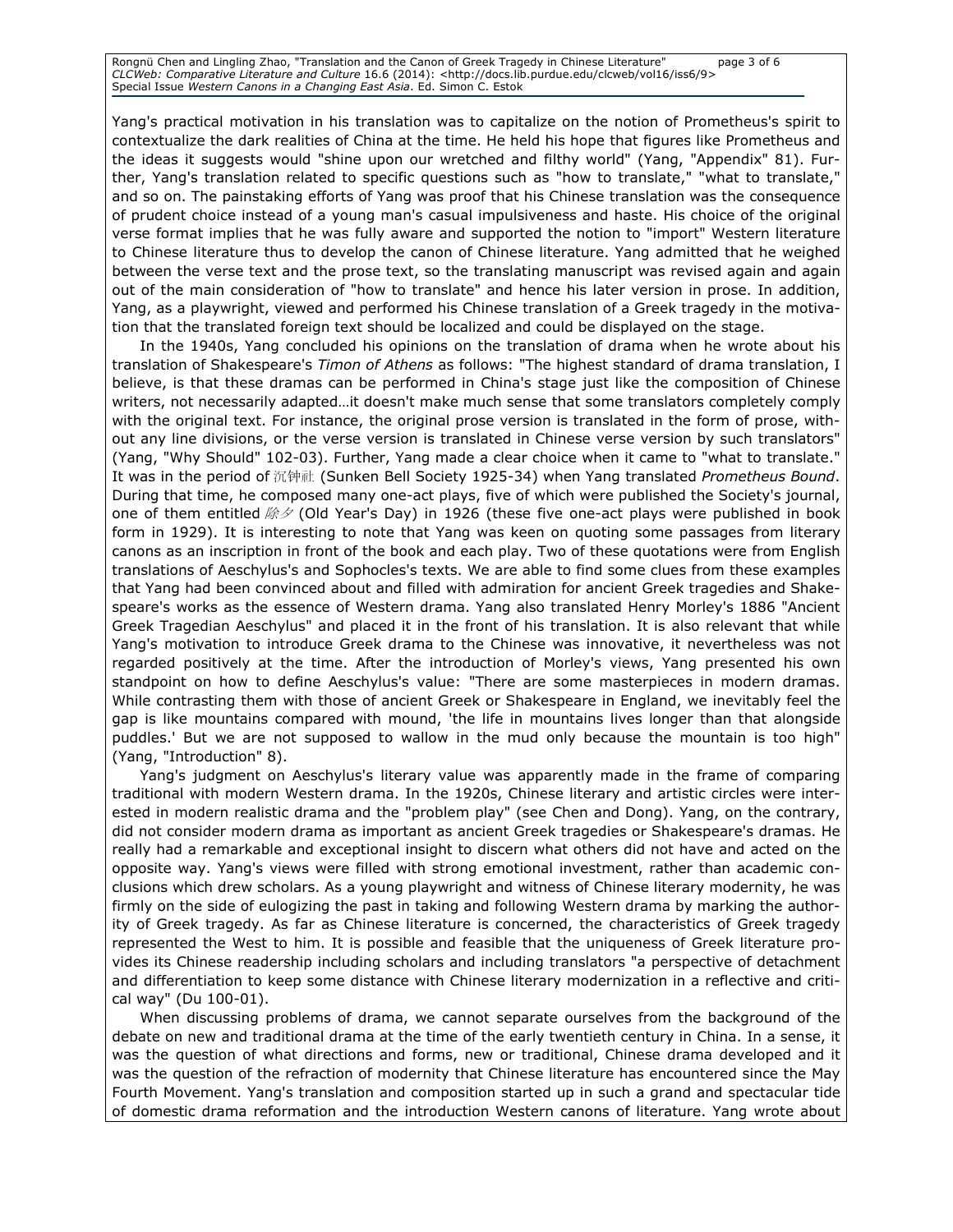Yang's practical motivation in his translation was to capitalize on the notion of Prometheus's spirit to contextualize the dark realities of China at the time. He held his hope that figures like Prometheus and the ideas it suggests would "shine upon our wretched and filthy world" (Yang, "Appendix" 81). Further, Yang's translation related to specific questions such as "how to translate," "what to translate," and so on. The painstaking efforts of Yang was proof that his Chinese translation was the consequence of prudent choice instead of a young man's casual impulsiveness and haste. His choice of the original verse format implies that he was fully aware and supported the notion to "import" Western literature to Chinese literature thus to develop the canon of Chinese literature. Yang admitted that he weighed between the verse text and the prose text, so the translating manuscript was revised again and again out of the main consideration of "how to translate" and hence his later version in prose. In addition, Yang, as a playwright, viewed and performed his Chinese translation of a Greek tragedy in the motivation that the translated foreign text should be localized and could be displayed on the stage.

In the 1940s, Yang concluded his opinions on the translation of drama when he wrote about his translation of Shakespeare's *Timon of Athens* as follows: "The highest standard of drama translation, I believe, is that these dramas can be performed in China's stage just like the composition of Chinese writers, not necessarily adapted…it doesn't make much sense that some translators completely comply with the original text. For instance, the original prose version is translated in the form of prose, without any line divisions, or the verse version is translated in Chinese verse version by such translators" (Yang, "Why Should" 102-03). Further, Yang made a clear choice when it came to "what to translate." It was in the period of 沉钟社 (Sunken Bell Society 1925-34) when Yang translated *Prometheus Bound*. During that time, he composed many one-act plays, five of which were published the Society's journal, one of them entitled *除夕* (Old Year's Day) in 1926 (these five one-act plays were published in book form in 1929). It is interesting to note that Yang was keen on quoting some passages from literary canons as an inscription in front of the book and each play. Two of these quotations were from English translations of Aeschylus's and Sophocles's texts. We are able to find some clues from these examples that Yang had been convinced about and filled with admiration for ancient Greek tragedies and Shakespeare's works as the essence of Western drama. Yang also translated Henry Morley's 1886 "Ancient Greek Tragedian Aeschylus" and placed it in the front of his translation. It is also relevant that while Yang's motivation to introduce Greek drama to the Chinese was innovative, it nevertheless was not regarded positively at the time. After the introduction of Morley's views, Yang presented his own standpoint on how to define Aeschylus's value: "There are some masterpieces in modern dramas. While contrasting them with those of ancient Greek or Shakespeare in England, we inevitably feel the gap is like mountains compared with mound, 'the life in mountains lives longer than that alongside puddles.' But we are not supposed to wallow in the mud only because the mountain is too high" (Yang, "Introduction" 8).

Yang's judgment on Aeschylus's literary value was apparently made in the frame of comparing traditional with modern Western drama. In the 1920s, Chinese literary and artistic circles were interested in modern realistic drama and the "problem play" (see Chen and Dong). Yang, on the contrary, did not consider modern drama as important as ancient Greek tragedies or Shakespeare's dramas. He really had a remarkable and exceptional insight to discern what others did not have and acted on the opposite way. Yang's views were filled with strong emotional investment, rather than academic conclusions which drew scholars. As a young playwright and witness of Chinese literary modernity, he was firmly on the side of eulogizing the past in taking and following Western drama by marking the authority of Greek tragedy. As far as Chinese literature is concerned, the characteristics of Greek tragedy represented the West to him. It is possible and feasible that the uniqueness of Greek literature provides its Chinese readership including scholars and including translators "a perspective of detachment and differentiation to keep some distance with Chinese literary modernization in a reflective and critical way" (Du 100-01).

When discussing problems of drama, we cannot separate ourselves from the background of the debate on new and traditional drama at the time of the early twentieth century in China. In a sense, it was the question of what directions and forms, new or traditional, Chinese drama developed and it was the question of the refraction of modernity that Chinese literature has encountered since the May Fourth Movement. Yang's translation and composition started up in such a grand and spectacular tide of domestic drama reformation and the introduction Western canons of literature. Yang wrote about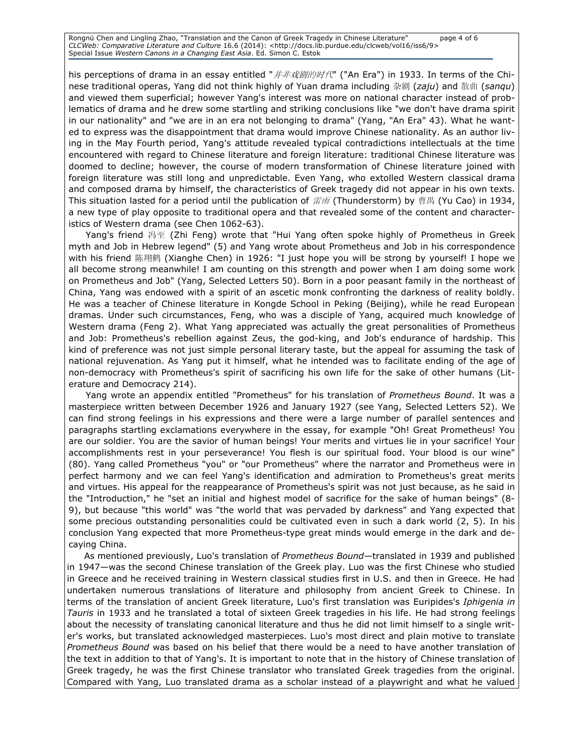his perceptions of drama in an essay entitled "*并非戏剧的时代*" ("An Era") in 1933. In terms of the Chinese traditional operas, Yang did not think highly of Yuan drama including 杂剧 (*zaju*) and 散曲 (*sanqu*) and viewed them superficial; however Yang's interest was more on national character instead of problematics of drama and he drew some startling and striking conclusions like "we don't have drama spirit in our nationality" and "we are in an era not belonging to drama" (Yang, "An Era" 43). What he wanted to express was the disappointment that drama would improve Chinese nationality. As an author living in the May Fourth period, Yang's attitude revealed typical contradictions intellectuals at the time encountered with regard to Chinese literature and foreign literature: traditional Chinese literature was doomed to decline; however, the course of modern transformation of Chinese literature joined with foreign literature was still long and unpredictable. Even Yang, who extolled Western classical drama and composed drama by himself, the characteristics of Greek tragedy did not appear in his own texts. This situation lasted for a period until the publication of *雷雨* (Thunderstorm) by 曹禺 (Yu Cao) in 1934, a new type of play opposite to traditional opera and that revealed some of the content and characteristics of Western drama (see Chen 1062-63).

Yang's friend 冯至 (Zhi Feng) wrote that "Hui Yang often spoke highly of Prometheus in Greek myth and Job in Hebrew legend" (5) and Yang wrote about Prometheus and Job in his correspondence with his friend 陈翔鹤 (Xianghe Chen) in 1926: "I just hope you will be strong by yourself! I hope we all become strong meanwhile! I am counting on this strength and power when I am doing some work on Prometheus and Job" (Yang, Selected Letters 50). Born in a poor peasant family in the northeast of China, Yang was endowed with a spirit of an ascetic monk confronting the darkness of reality boldly. He was a teacher of Chinese literature in Kongde School in Peking (Beijing), while he read European dramas. Under such circumstances, Feng, who was a disciple of Yang, acquired much knowledge of Western drama (Feng 2). What Yang appreciated was actually the great personalities of Prometheus and Job: Prometheus's rebellion against Zeus, the god-king, and Job's endurance of hardship. This kind of preference was not just simple personal literary taste, but the appeal for assuming the task of national rejuvenation. As Yang put it himself, what he intended was to facilitate ending of the age of non-democracy with Prometheus's spirit of sacrificing his own life for the sake of other humans (Literature and Democracy 214).

Yang wrote an appendix entitled "Prometheus" for his translation of *Prometheus Bound*. It was a masterpiece written between December 1926 and January 1927 (see Yang, Selected Letters 52). We can find strong feelings in his expressions and there were a large number of parallel sentences and paragraphs startling exclamations everywhere in the essay, for example "Oh! Great Prometheus! You are our soldier. You are the savior of human beings! Your merits and virtues lie in your sacrifice! Your accomplishments rest in your perseverance! You flesh is our spiritual food. Your blood is our wine" (80). Yang called Prometheus "you" or "our Prometheus" where the narrator and Prometheus were in perfect harmony and we can feel Yang's identification and admiration to Prometheus's great merits and virtues. His appeal for the reappearance of Prometheus's spirit was not just because, as he said in the "Introduction," he "set an initial and highest model of sacrifice for the sake of human beings" (8-9), but because "this world" was "the world that was pervaded by darkness" and Yang expected that some precious outstanding personalities could be cultivated even in such a dark world (2, 5). In his conclusion Yang expected that more Prometheus-type great minds would emerge in the dark and decaying China.

As mentioned previously, Luo's translation of *Prometheus Bound*—translated in 1939 and published in 1947—was the second Chinese translation of the Greek play. Luo was the first Chinese who studied in Greece and he received training in Western classical studies first in U.S. and then in Greece. He had undertaken numerous translations of literature and philosophy from ancient Greek to Chinese. In terms of the translation of ancient Greek literature, Luo's first translation was Euripides's *Iphigenia in Tauris* in 1933 and he translated a total of sixteen Greek tragedies in his life. He had strong feelings about the necessity of translating canonical literature and thus he did not limit himself to a single writer's works, but translated acknowledged masterpieces. Luo's most direct and plain motive to translate *Prometheus Bound* was based on his belief that there would be a need to have another translation of the text in addition to that of Yang's. It is important to note that in the history of Chinese translation of Greek tragedy, he was the first Chinese translator who translated Greek tragedies from the original. Compared with Yang, Luo translated drama as a scholar instead of a playwright and what he valued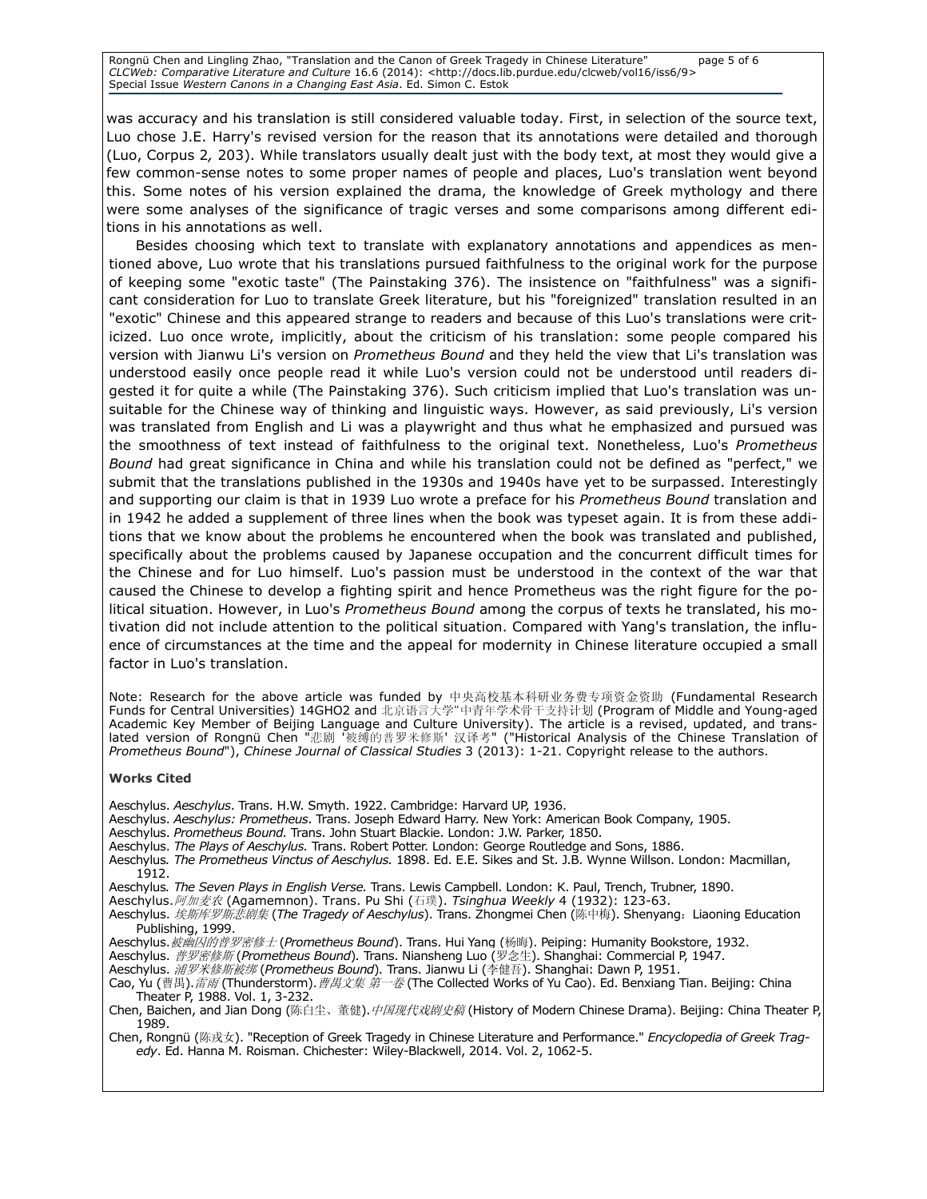was accuracy and his translation is still considered valuable today. First, in selection of the source text, Luo chose J.E. Harry's revised version for the reason that its annotations were detailed and thorough (Luo, Corpus 2, 203). While translators usually dealt just with the body text, at most they would give a few common-sense notes to some proper names of people and places, Luo's translation went beyond this. Some notes of his version explained the drama, the knowledge of Greek mythology and there were some analyses of the significance of tragic verses and some comparisons among different editions in his annotations as well.

Besides choosing which text to translate with explanatory annotations and appendices as mentioned above, Luo wrote that his translations pursued faithfulness to the original work for the purpose of keeping some "exotic taste" (The Painstaking 376). The insistence on "faithfulness" was a significant consideration for Luo to translate Greek literature, but his "foreignized" translation resulted in an "exotic" Chinese and this appeared strange to readers and because of this Luo's translations were criticized. Luo once wrote, implicitly, about the criticism of his translation: some people compared his version with Jianwu Li's version on *Prometheus Bound* and they held the view that Li's translation was understood easily once people read it while Luo's version could not be understood until readers digested it for quite a while (The Painstaking 376). Such criticism implied that Luo's translation was unsuitable for the Chinese way of thinking and linguistic ways. However, as said previously, Li's version was translated from English and Li was a playwright and thus what he emphasized and pursued was the smoothness of text instead of faithfulness to the original text. Nonetheless, Luo's *Prometheus Bound* had great significance in China and while his translation could not be defined as "perfect," we submit that the translations published in the 1930s and 1940s have yet to be surpassed. Interestingly and supporting our claim is that in 1939 Luo wrote a preface for his *Prometheus Bound* translation and in 1942 he added a supplement of three lines when the book was typeset again. It is from these additions that we know about the problems he encountered when the book was translated and published, specifically about the problems caused by Japanese occupation and the concurrent difficult times for the Chinese and for Luo himself. Luo's passion must be understood in the context of the war that caused the Chinese to develop a fighting spirit and hence Prometheus was the right figure for the political situation. However, in Luo's *Prometheus Bound* among the corpus of texts he translated, his motivation did not include attention to the political situation. Compared with Yang's translation, the influence of circumstances at the time and the appeal for modernity in Chinese literature occupied a small factor in Luo's translation.

Note: Research for the above article was funded by 中央高校基本科研业务费专项资金资助 (Fundamental Research Funds for Central Universities) 14GHO2 and 北京语言大学"中青年学术骨干支持计划 (Program of Middle and Young-aged Academic Key Member of Beijing Language and Culture University). The article is a revised, updated, and translated version of Rongnü Chen "悲剧 '被缚的普罗米修斯' 汉译考" ("Historical Analysis of the Chinese Translation of *Prometheus Bound*"), *Chinese Journal of Classical Studies* 3 (2013): 1-21. Copyright release to the authors.

**Works Cited**

Aeschylus. *Aeschylus*. Trans. H.W. Smyth. 1922. Cambridge: Harvard UP, 1936.

Aeschylus. *Aeschylus: Prometheus*. Trans. Joseph Edward Harry. New York: American Book Company, 1905.

Aeschylus. *Prometheus Bound.* Trans. John Stuart Blackie. London: J.W. Parker, 1850.

Aeschylus. *The Plays of Aeschylus.* Trans. Robert Potter. London: George Routledge and Sons, 1886.

Aeschylus. *The Prometheus Vinctus of Aeschylus.* 1898. Ed. E.E. Sikes and St. J.B. Wynne Willson. London: Macmillan, 1912.

Aeschylus. *The Seven Plays in English Verse.* Trans. Lewis Campbell. London: K. Paul, Trench, Trubner, 1890.

Aeschylus. *阿加麦农* (Agamemnon). Trans. Pu Shi (石璞). *Tsinghua Weekly* 4 (1932): 123-63.

Aeschylus. *埃斯库罗斯悲剧集* (*The Tragedy of Aeschylus*). Trans. Zhongmei Chen (陈中梅). Shenyang：Liaoning Education Publishing, 1999.

Aeschylus. *被幽囚的普罗密修士* (*Prometheus Bound*). Trans. Hui Yang (杨晦). Peiping: Humanity Bookstore, 1932.

Aeschylus. *普罗密修斯* (*Prometheus Bound*). Trans. Niansheng Luo (罗念生). Shanghai: Commercial P, 1947.

Aeschylus. *浦罗米修斯被绑* (*Prometheus Bound*). Trans. Jianwu Li (李健吾). Shanghai: Dawn P, 1951.

Cao, Yu (曹禺). *雷雨* (Thunderstorm). *曹禺文集 第一卷* (The Collected Works of Yu Cao). Ed. Benxiang Tian. Beijing: China Theater P, 1988. Vol. 1, 3-232.

Chen, Baichen, and Jian Dong (陈白尘、董健). *中国现代戏剧史稿* (History of Modern Chinese Drama). Beijing: China Theater P, 1989.

Chen, Rongnü (陈戎女). "Reception of Greek Tragedy in Chinese Literature and Performance." *Encyclopedia of Greek Tragedy*. Ed. Hanna M. Roisman. Chichester: Wiley-Blackwell, 2014. Vol. 2, 1062-5.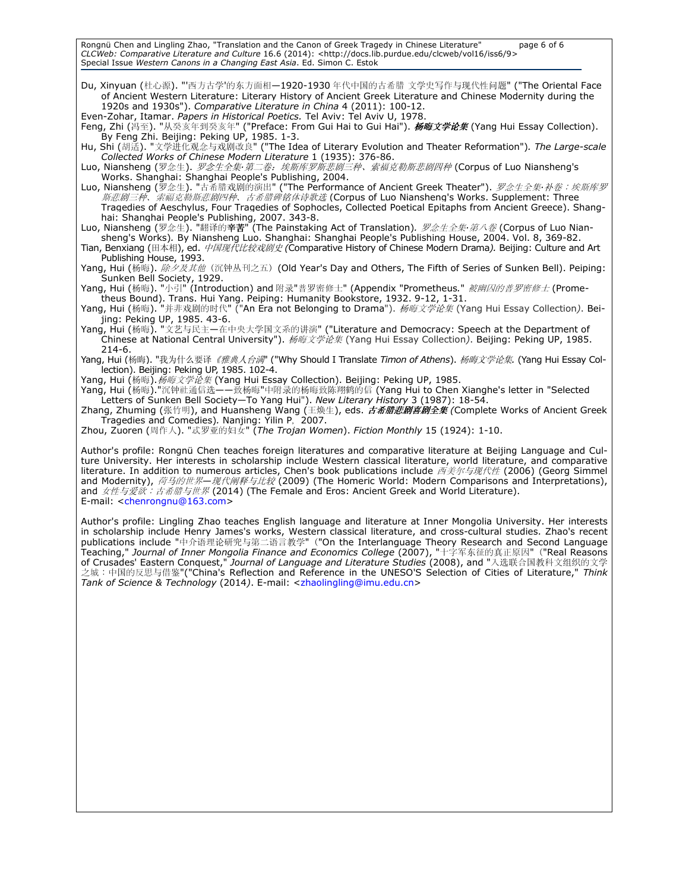Du, Xinyuan (杜心源). "'西方古学'的东方面相—1920-1930 年代中国的古希腊 文学史写作与现代性问题" ("The Oriental Face of Ancient Western Literature: Literary History of Ancient Greek Literature and Chinese Modernity during the 1920s and 1930s"). *Comparative Literature in China* 4 (2011): 100-12.

Even-Zohar, Itamar. *Papers in Historical Poetics.* Tel Aviv: Tel Aviv U, 1978.

Feng, Zhi (冯至). "从癸亥年到癸亥年" ("Preface: From Gui Hai to Gui Hai"). ***杨晦文学论集*** (Yang Hui Essay Collection). By Feng Zhi. Beijing: Peking UP, 1985. 1-3.

Hu, Shi (胡适). "文学进化观念与戏剧改良" ("The Idea of Literary Evolution and Theater Reformation"). *The Large-scale Collected Works of Chinese Modern Literature* 1 (1935): 376-86.

Luo, Niansheng (罗念生). *罗念生全集·第二卷：埃斯库罗斯悲剧三种、索福克勒斯悲剧四种* (Corpus of Luo Niansheng's Works. Shanghai: Shanghai People's Publishing, 2004.

Luo, Niansheng (罗念生). "古希腊戏剧的演出" ("The Performance of Ancient Greek Theater"). *罗念生全集·补卷：埃斯库罗斯悲剧三种、索福克勒斯悲剧四种、古希腊碑铭体诗歌选* (Corpus of Luo Niansheng's Works. Supplement: Three Tragedies of Aeschylus, Four Tragedies of Sophocles, Collected Poetical Epitaphs from Ancient Greece). Shanghai: Shanghai People's Publishing, 2007. 343-8.

Luo, Niansheng (罗念生). "翻译的辛苦" (The Painstaking Act of Translation). *罗念生全集·第八卷* (Corpus of Luo Niansheng's Works). By Niansheng Luo. Shanghai: Shanghai People's Publishing House, 2004. Vol. 8, 369-82.

Tian, Benxiang (田本相), ed. *中国现代比较戏剧史 (*Comparative History of Chinese Modern Drama*).* Beijing: Culture and Art Publishing House, 1993.

Yang, Hui (杨晦). *除夕及其他*（沉钟丛刊之五）(Old Year's Day and Others, The Fifth of Series of Sunken Bell). Peiping: Sunken Bell Society, 1929.

Yang, Hui (杨晦). "小引" (Introduction) and 附录"普罗密修士" (Appendix "Prometheus." *被幽囚的普罗密修士* (Prometheus Bound). Trans. Hui Yang. Peiping: Humanity Bookstore, 1932. 9-12, 1-31.

Yang, Hui (杨晦). "并非戏剧的时代" ("An Era not Belonging to Drama"). *杨晦文学论集* (Yang Hui Essay Collection*)*. Beijing: Peking UP, 1985. 43-6.

Yang, Hui (杨晦). "文艺与民主—在中央大学国文系的讲演" ("Literature and Democracy: Speech at the Department of Chinese at National Central University"). *杨晦文学论集* (Yang Hui Essay Collection*)*. Beijing: Peking UP, 1985. 214-6.

Yang, Hui (杨晦). "我为什么要译《雅典人台满" ("Why Should I Translate *Timon of Athens*). *杨晦文学论集.* (Yang Hui Essay Collection). Beijing: Peking UP, 1985. 102-4.

Yang, Hui (杨晦). *杨晦文学论集* (Yang Hui Essay Collection). Beijing: Peking UP, 1985.

Yang, Hui (杨晦)."沉钟社通信选——致杨晦"中附录的杨晦致陈翔鹤的信 (Yang Hui to Chen Xianghe's letter in "Selected Letters of Sunken Bell Society—To Yang Hui"). *New Literary History* 3 (1987): 18-54.

Zhang, Zhuming (张竹明), and Huansheng Wang (王焕生), eds. ***古希腊悲剧喜剧全集*** *(*Complete Works of Ancient Greek Tragedies and Comedies*).* Nanjing: Yilin P, 2007.

Zhou, Zuoren (周作人). "忒罗亚的妇女" (*The Trojan Women*). *Fiction Monthly* 15 (1924): 1-10.

Author's profile: Rongnü Chen teaches foreign literatures and comparative literature at Beijing Language and Culture University. Her interests in scholarship include Western classical literature, world literature, and comparative literature. In addition to numerous articles, Chen's book publications include *西美尔与现代性* (2006) (Georg Simmel and Modernity), *荷马的世界—现代阐释与比较* (2009) (The Homeric World: Modern Comparisons and Interpretations), and *女性与爱欲：古希腊与世界* (2014) (The Female and Eros: Ancient Greek and World Literature).
E-mail: <chenrongnu@163.com>

Author's profile: Lingling Zhao teaches English language and literature at Inner Mongolia University. Her interests in scholarship include Henry James's works, Western classical literature, and cross-cultural studies. Zhao's recent publications include "中介语理论研究与第二语言教学" ("On the Interlanguage Theory Research and Second Language Teaching," *Journal of Inner Mongolia Finance and Economics College* (2007), "十字军东征的真正原因" ("Real Reasons of Crusades' Eastern Conquest," *Journal of Language and Literature Studies* (2008), and "入选联合国教科文组织的文学之城：中国的反思与借鉴"("China's Reflection and Reference in the UNESO'S Selection of Cities of Literature," *Think Tank of Science & Technology* (2014*)*. E-mail: <zhaolingling@imu.edu.cn>